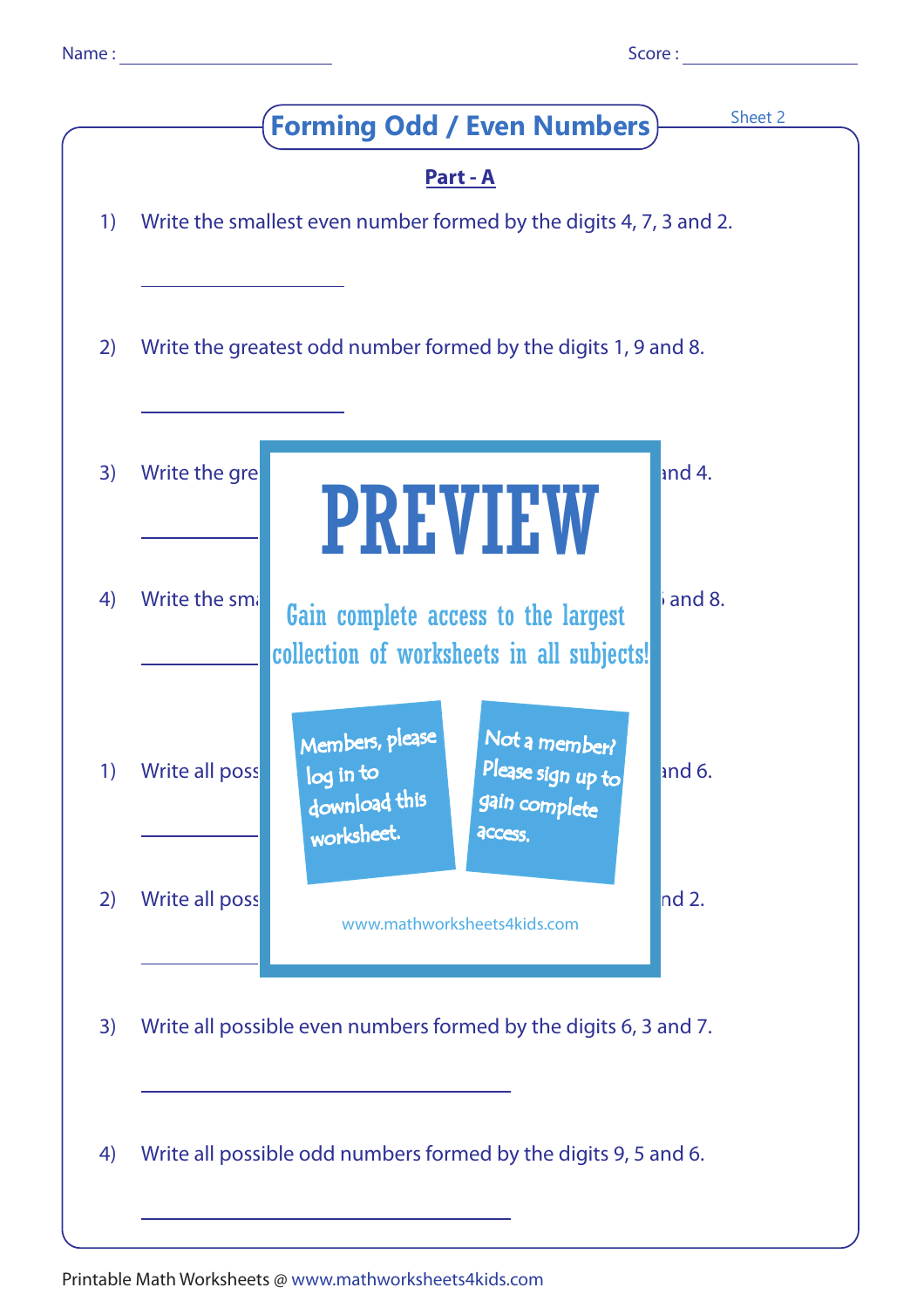Name : ____________________ Score : ____________________

# Forming Odd / Even Numbers

Sheet 2

## Part - A

1) Write the smallest even number formed by the digits 4, 7, 3 and 2.

____________________

2) Write the greatest odd number formed by the digits 1, 9 and 8.

____________________

3) Write the gre ... and 4.

____________________

4) Write the sma ... and 8.

____________________

PREVIEW

Gain complete access to the largest collection of worksheets in all subjects!

Members, please log in to download this worksheet.

Not a member? Please sign up to gain complete access.

www.mathworksheets4kids.com

1) Write all poss ... and 6.

____________________

2) Write all poss ... nd 2.

____________________

3) Write all possible even numbers formed by the digits 6, 3 and 7.

____________________________________

4) Write all possible odd numbers formed by the digits 9, 5 and 6.

____________________________________

Printable Math Worksheets @ www.mathworksheets4kids.com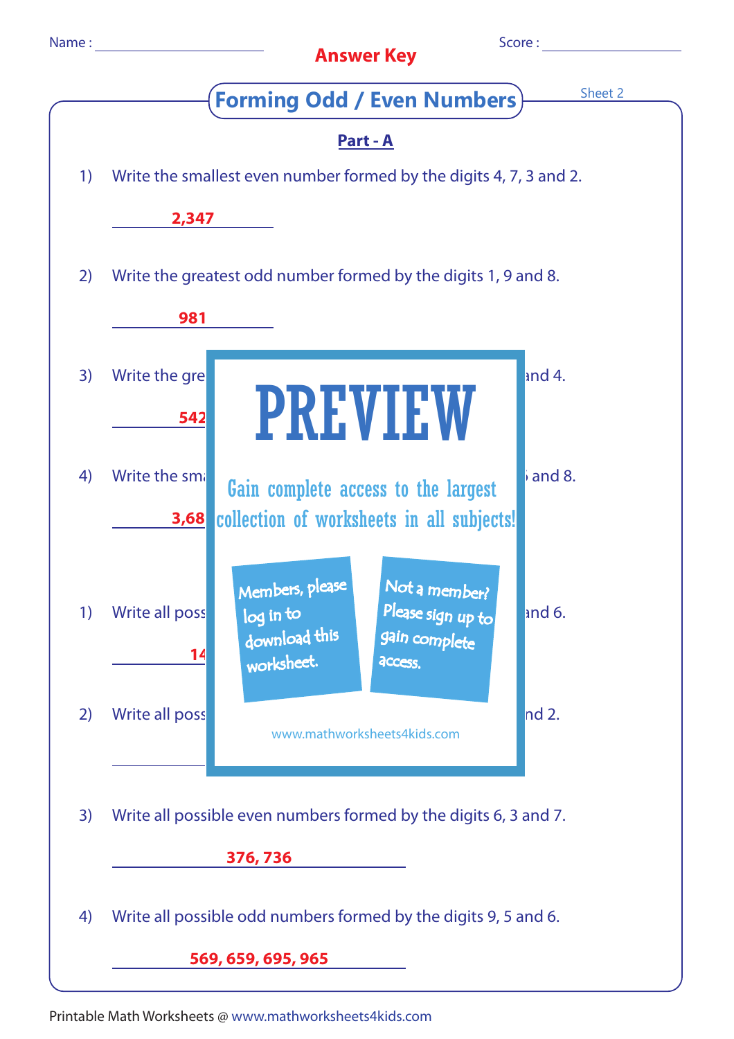Name : ____________ **Answer Key** Score : ____________

# Forming Odd / Even Numbers

Sheet 2

## Part - A

1) Write the smallest even number formed by the digits 4, 7, 3 and 2.

**2,347**

2) Write the greatest odd number formed by the digits 1, 9 and 8.

**981**

3) Write the gre and 4.

**542**

4) Write the sm and 8.

**3,68**

1) Write all poss and 6.

**14**

2) Write all poss nd 2.

# PREVIEW

Gain complete access to the largest collection of worksheets in all subjects!

Members, please log in to download this worksheet.

Not a member? Please sign up to gain complete access.

www.mathworksheets4kids.com

3) Write all possible even numbers formed by the digits 6, 3 and 7.

**376, 736**

4) Write all possible odd numbers formed by the digits 9, 5 and 6.

**569, 659, 695, 965**